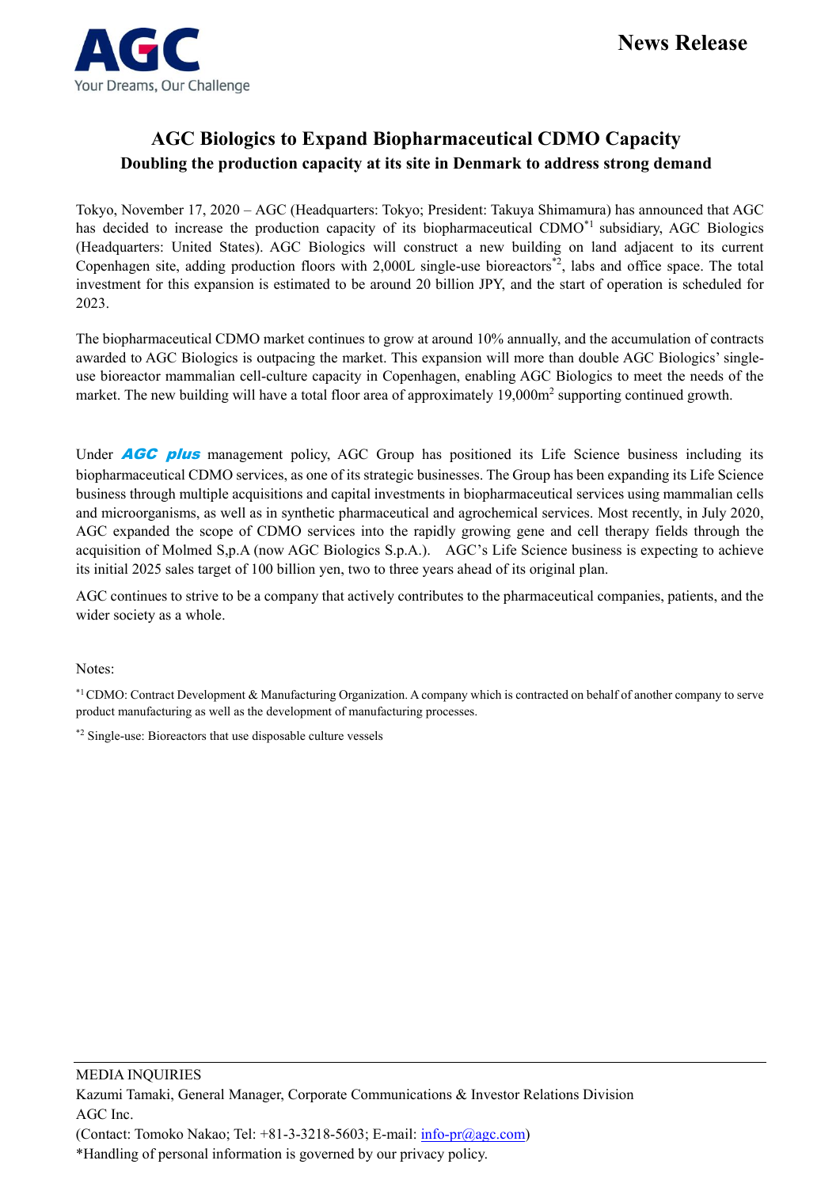AGC

Your Dreams, Our Challenge

**News Release**

# AGC Biologics to Expand Biopharmaceutical CDMO Capacity

## Doubling the production capacity at its site in Denmark to address strong demand

Tokyo, November 17, 2020 – AGC (Headquarters: Tokyo; President: Takuya Shimamura) has announced that AGC has decided to increase the production capacity of its biopharmaceutical CDMO[*1] subsidiary, AGC Biologics (Headquarters: United States). AGC Biologics will construct a new building on land adjacent to its current Copenhagen site, adding production floors with 2,000L single-use bioreactors[*2], labs and office space. The total investment for this expansion is estimated to be around 20 billion JPY, and the start of operation is scheduled for 2023.

The biopharmaceutical CDMO market continues to grow at around 10% annually, and the accumulation of contracts awarded to AGC Biologics is outpacing the market. This expansion will more than double AGC Biologics' single-use bioreactor mammalian cell-culture capacity in Copenhagen, enabling AGC Biologics to meet the needs of the market. The new building will have a total floor area of approximately 19,000m$^2$ supporting continued growth.

Under ***AGC plus*** management policy, AGC Group has positioned its Life Science business including its biopharmaceutical CDMO services, as one of its strategic businesses. The Group has been expanding its Life Science business through multiple acquisitions and capital investments in biopharmaceutical services using mammalian cells and microorganisms, as well as in synthetic pharmaceutical and agrochemical services. Most recently, in July 2020, AGC expanded the scope of CDMO services into the rapidly growing gene and cell therapy fields through the acquisition of Molmed S,p.A (now AGC Biologics S.p.A.). AGC's Life Science business is expecting to achieve its initial 2025 sales target of 100 billion yen, two to three years ahead of its original plan.

AGC continues to strive to be a company that actively contributes to the pharmaceutical companies, patients, and the wider society as a whole.

Notes:

[*1] CDMO: Contract Development & Manufacturing Organization. A company which is contracted on behalf of another company to serve product manufacturing as well as the development of manufacturing processes.

[*2] Single-use: Bioreactors that use disposable culture vessels

---

MEDIA INQUIRIES

Kazumi Tamaki, General Manager, Corporate Communications & Investor Relations Division

AGC Inc.

(Contact: Tomoko Nakao; Tel: +81-3-3218-5603; E-mail: info-pr@agc.com)

*Handling of personal information is governed by our privacy policy.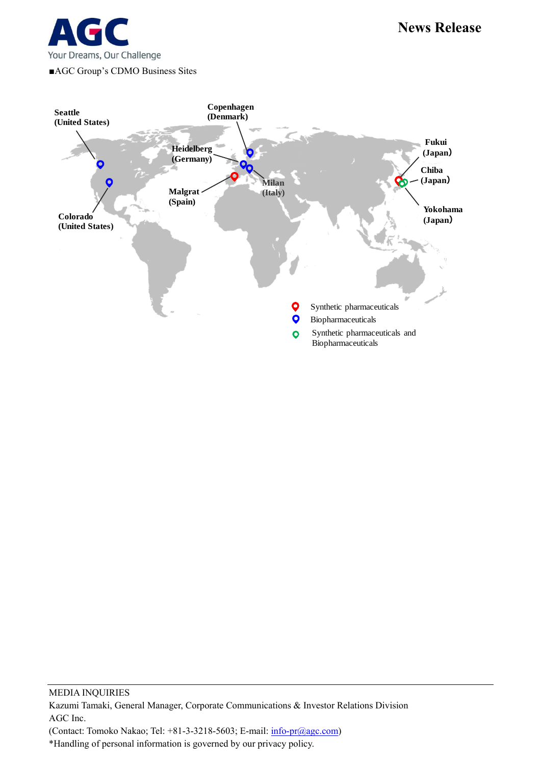■AGC Group's CDMO Business Sites

Seattle (United States)

Copenhagen (Denmark)

Heidelberg (Germany)

Malgrat (Spain)

Milan (Italy)

Colorado (United States)

Fukui (Japan)

Chiba (Japan)

Yokohama (Japan)

Synthetic pharmaceuticals

Biopharmaceuticals

Synthetic pharmaceuticals and Biopharmaceuticals

MEDIA INQUIRIES
Kazumi Tamaki, General Manager, Corporate Communications & Investor Relations Division
AGC Inc.
(Contact: Tomoko Nakao; Tel: +81-3-3218-5603; E-mail: info-pr@agc.com)
*Handling of personal information is governed by our privacy policy.